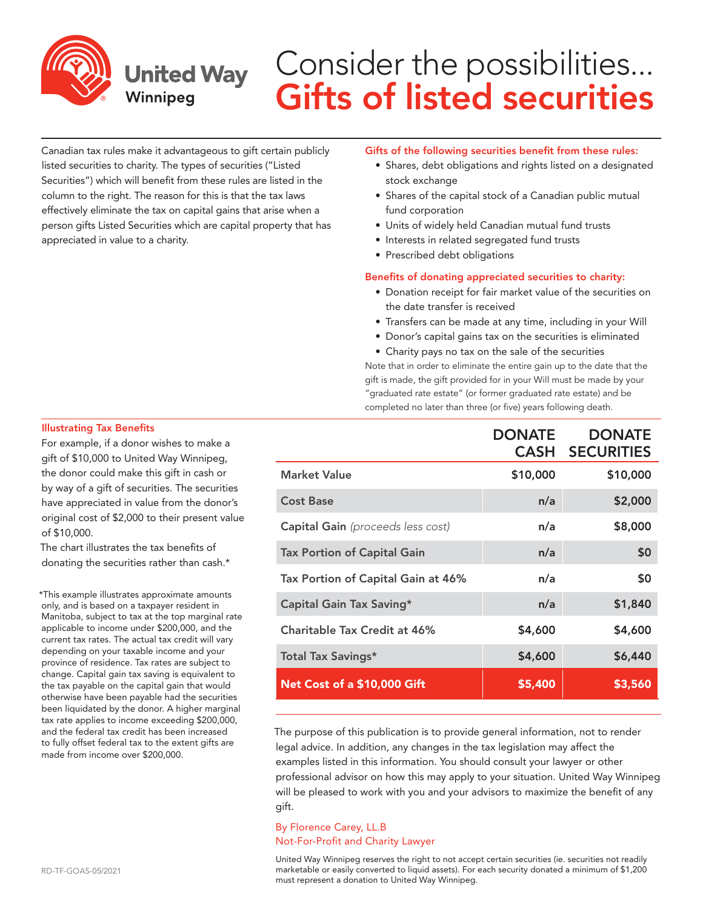United Way Winnipeg

# Consider the possibilities... Gifts of listed securities

Canadian tax rules make it advantageous to gift certain publicly listed securities to charity. The types of securities ("Listed Securities") which will benefit from these rules are listed in the column to the right. The reason for this is that the tax laws effectively eliminate the tax on capital gains that arise when a person gifts Listed Securities which are capital property that has appreciated in value to a charity.

### Gifts of the following securities benefit from these rules:

- Shares, debt obligations and rights listed on a designated stock exchange
- Shares of the capital stock of a Canadian public mutual fund corporation
- Units of widely held Canadian mutual fund trusts
- Interests in related segregated fund trusts
- Prescribed debt obligations

### Benefits of donating appreciated securities to charity:

- Donation receipt for fair market value of the securities on the date transfer is received
- Transfers can be made at any time, including in your Will
- Donor's capital gains tax on the securities is eliminated
- Charity pays no tax on the sale of the securities

Note that in order to eliminate the entire gain up to the date that the gift is made, the gift provided for in your Will must be made by your "graduated rate estate" (or former graduated rate estate) and be completed no later than three (or five) years following death.

### Illustrating Tax Benefits

For example, if a donor wishes to make a gift of $10,000 to United Way Winnipeg, the donor could make this gift in cash or by way of a gift of securities. The securities have appreciated in value from the donor's original cost of $2,000 to their present value of $10,000.

The chart illustrates the tax benefits of donating the securities rather than cash.*

| | DONATE CASH | DONATE SECURITIES |
|---|---|---|
| Market Value | $10,000 | $10,000 |
| Cost Base | n/a | $2,000 |
| Capital Gain *(proceeds less cost)* | n/a | $8,000 |
| Tax Portion of Capital Gain | n/a | $0 |
| Tax Portion of Capital Gain at 46% | n/a | $0 |
| Capital Gain Tax Saving* | n/a | $1,840 |
| Charitable Tax Credit at 46% | $4,600 | $4,600 |
| Total Tax Savings* | $4,600 | $6,440 |
| **Net Cost of a $10,000 Gift** | **$5,400** | **$3,560** |

*This example illustrates approximate amounts only, and is based on a taxpayer resident in Manitoba, subject to tax at the top marginal rate applicable to income under $200,000, and the current tax rates. The actual tax credit will vary depending on your taxable income and your province of residence. Tax rates are subject to change. Capital gain tax saving is equivalent to the tax payable on the capital gain that would otherwise have been payable had the securities been liquidated by the donor. A higher marginal tax rate applies to income exceeding $200,000, and the federal tax credit has been increased to fully offset federal tax to the extent gifts are made from income over $200,000.

The purpose of this publication is to provide general information, not to render legal advice. In addition, any changes in the tax legislation may affect the examples listed in this information. You should consult your lawyer or other professional advisor on how this may apply to your situation. United Way Winnipeg will be pleased to work with you and your advisors to maximize the benefit of any gift.

By Florence Carey, LL.B
Not-For-Profit and Charity Lawyer

United Way Winnipeg reserves the right to not accept certain securities (ie. securities not readily marketable or easily converted to liquid assets). For each security donated a minimum of $1,200 must represent a donation to United Way Winnipeg.

RD-TF-GOAS-05/2021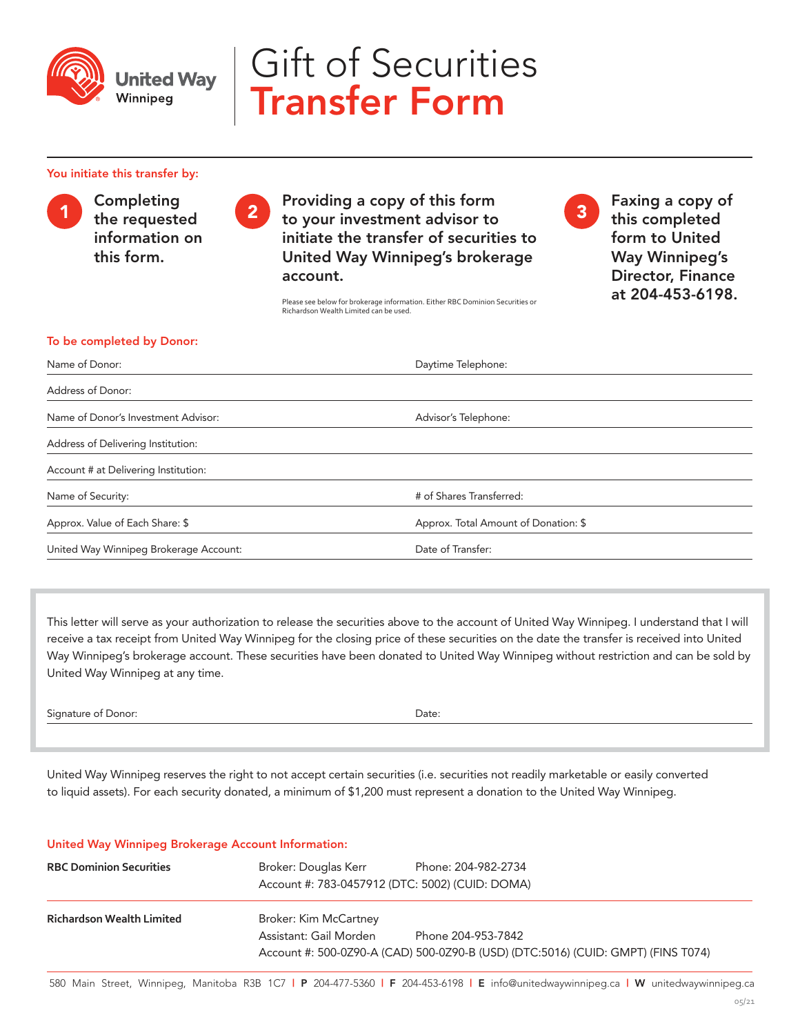United Way Winnipeg

# Gift of Securities Transfer Form

**You initiate this transfer by:**

1. **Completing the requested information on this form.**
2. **Providing a copy of this form to your investment advisor to initiate the transfer of securities to United Way Winnipeg's brokerage account.**

   Please see below for brokerage information. Either RBC Dominion Securities or Richardson Wealth Limited can be used.
3. **Faxing a copy of this completed form to United Way Winnipeg's Director, Finance at 204-453-6198.**

**To be completed by Donor:**

| | |
|---|---|
| Name of Donor: | Daytime Telephone: |
| Address of Donor: | |
| Name of Donor's Investment Advisor: | Advisor's Telephone: |
| Address of Delivering Institution: | |
| Account # at Delivering Institution: | |
| Name of Security: | # of Shares Transferred: |
| Approx. Value of Each Share: $ | Approx. Total Amount of Donation: $ |
| United Way Winnipeg Brokerage Account: | Date of Transfer: |

This letter will serve as your authorization to release the securities above to the account of United Way Winnipeg. I understand that I will receive a tax receipt from United Way Winnipeg for the closing price of these securities on the date the transfer is received into United Way Winnipeg's brokerage account. These securities have been donated to United Way Winnipeg without restriction and can be sold by United Way Winnipeg at any time.

| | |
|---|---|
| Signature of Donor: | Date: |

United Way Winnipeg reserves the right to not accept certain securities (i.e. securities not readily marketable or easily converted to liquid assets). For each security donated, a minimum of $1,200 must represent a donation to the United Way Winnipeg.

**United Way Winnipeg Brokerage Account Information:**

| | | |
|---|---|---|
| **RBC Dominion Securities** | Broker: Douglas Kerr<br>Account #: 783-0457912 (DTC: 5002) (CUID: DOMA) | Phone: 204-982-2734 |
| **Richardson Wealth Limited** | Broker: Kim McCartney<br>Assistant: Gail Morden<br>Account #: 500-0Z90-A (CAD) 500-0Z90-B (USD) (DTC:5016) (CUID: GMPT) (FINS T074) | Phone 204-953-7842 |

580 Main Street, Winnipeg, Manitoba R3B 1C7 | **P** 204-477-5360 | **F** 204-453-6198 | **E** info@unitedwaywinnipeg.ca | **W** unitedwaywinnipeg.ca

05/21